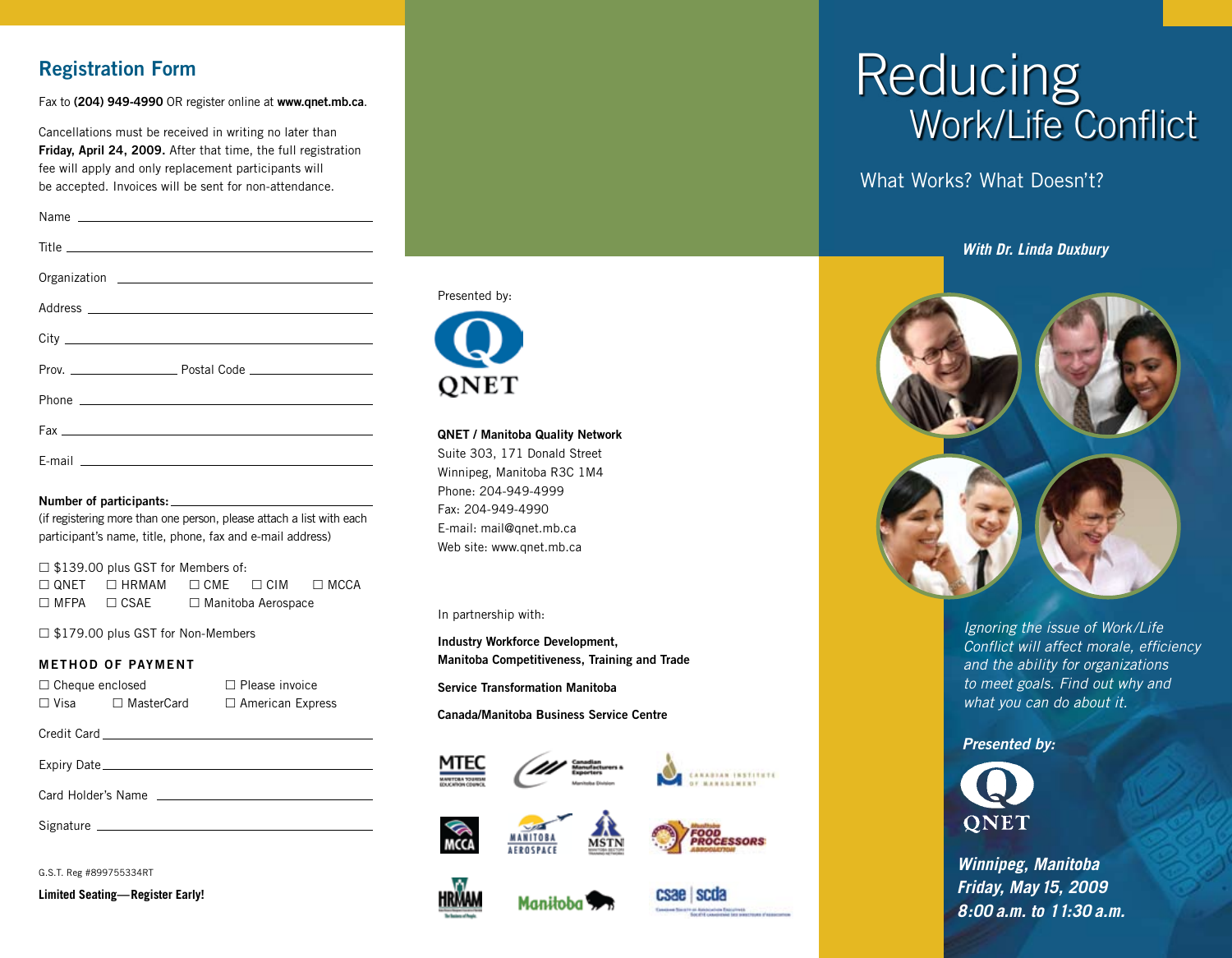## Registration Form

Fax to **(204) 949-4990** OR register online at **www.qnet.mb.ca**.

Cancellations must be received in writing no later than **Friday, April 24, 2009.** After that time, the full registration fee will apply and only replacement participants will be accepted. Invoices will be sent for non-attendance.

Name ______________________

Title ______________________

Organization ______________________

Address ______________________

City ______________________

Prov. __________ Postal Code __________

Phone ______________________

Fax ______________________

E-mail ______________________

**Number of participants:** ______________________

(if registering more than one person, please attach a list with each participant's name, title, phone, fax and e-mail address)

☐ $139.00 plus GST for Members of:
☐ QNET ☐ HRMAM ☐ CME ☐ CIM ☐ MCCA
☐ MFPA ☐ CSAE ☐ Manitoba Aerospace

☐ $179.00 plus GST for Non-Members

### METHOD OF PAYMENT

☐ Cheque enclosed ☐ Please invoice
☐ Visa ☐ MasterCard ☐ American Express

Credit Card ______________________

Expiry Date ______________________

Card Holder's Name ______________________

Signature ______________________

G.S.T. Reg #899755334RT

**Limited Seating—Register Early!**

Presented by:

QNET

**QNET / Manitoba Quality Network**
Suite 303, 171 Donald Street
Winnipeg, Manitoba R3C 1M4
Phone: 204-949-4999
Fax: 204-949-4990
E-mail: mail@qnet.mb.ca
Web site: www.qnet.mb.ca

In partnership with:

**Industry Workforce Development, Manitoba Competitiveness, Training and Trade**

**Service Transformation Manitoba**

**Canada/Manitoba Business Service Centre**

MTEC · Canadian Manufacturers & Exporters · Canadian Institute of Management · MCCA · Manitoba Aerospace · MSTN · Manitoba Food Processors Association · HRMAM · Manitoba · csae | scda

# Reducing Work/Life Conflict

## What Works? What Doesn't?

***With Dr. Linda Duxbury***

*Ignoring the issue of Work/Life Conflict will affect morale, efficiency and the ability for organizations to meet goals. Find out why and what you can do about it.*

***Presented by:***

QNET

***Winnipeg, Manitoba***
***Friday, May 15, 2009***
***8:00 a.m. to 11:30 a.m.***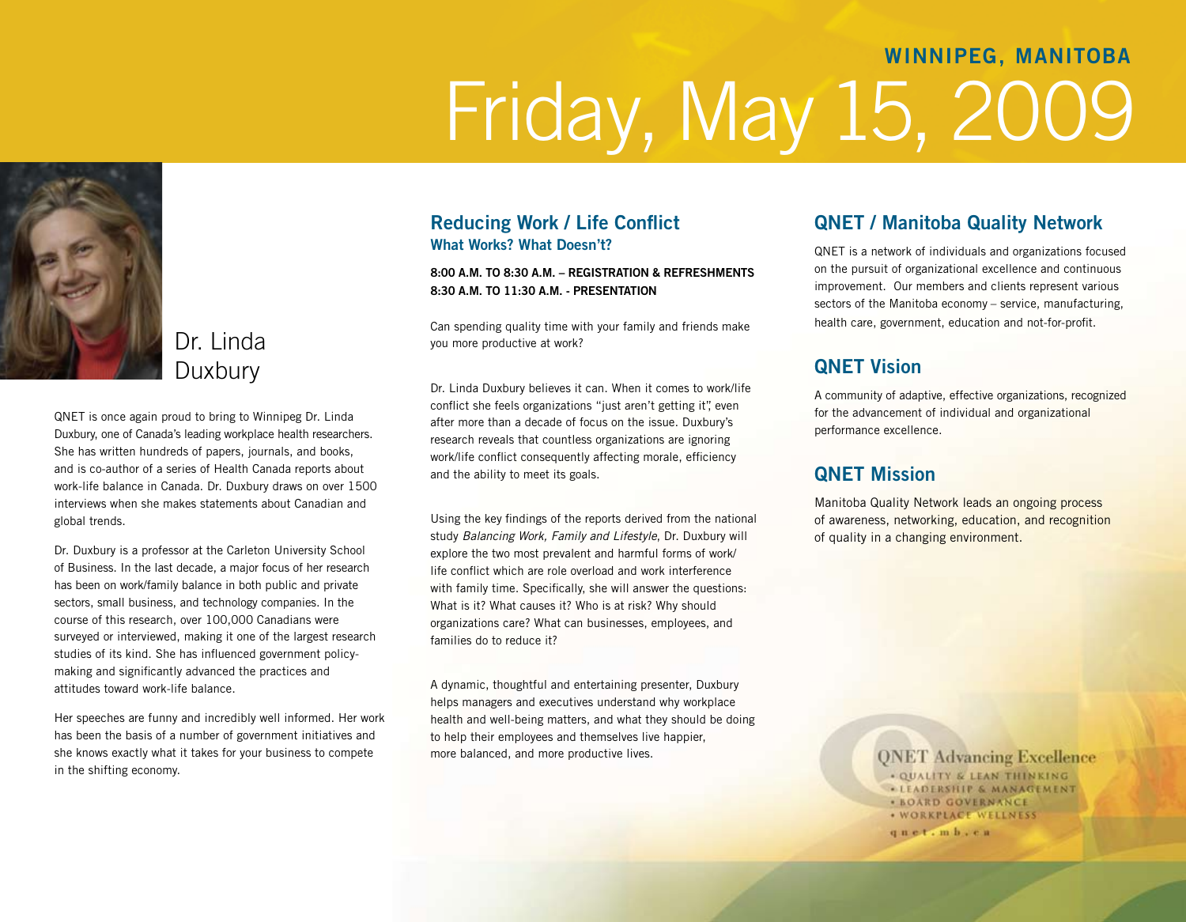## WINNIPEG, MANITOBA

# Friday, May 15, 2009

## Dr. Linda Duxbury

QNET is once again proud to bring to Winnipeg Dr. Linda Duxbury, one of Canada's leading workplace health researchers. She has written hundreds of papers, journals, and books, and is co-author of a series of Health Canada reports about work-life balance in Canada. Dr. Duxbury draws on over 1500 interviews when she makes statements about Canadian and global trends.

Dr. Duxbury is a professor at the Carleton University School of Business. In the last decade, a major focus of her research has been on work/family balance in both public and private sectors, small business, and technology companies. In the course of this research, over 100,000 Canadians were surveyed or interviewed, making it one of the largest research studies of its kind. She has influenced government policy-making and significantly advanced the practices and attitudes toward work-life balance.

Her speeches are funny and incredibly well informed. Her work has been the basis of a number of government initiatives and she knows exactly what it takes for your business to compete in the shifting economy.

## Reducing Work / Life Conflict

### What Works? What Doesn't?

**8:00 A.M. TO 8:30 A.M. – REGISTRATION & REFRESHMENTS**
**8:30 A.M. TO 11:30 A.M. - PRESENTATION**

Can spending quality time with your family and friends make you more productive at work?

Dr. Linda Duxbury believes it can. When it comes to work/life conflict she feels organizations "just aren't getting it", even after more than a decade of focus on the issue. Duxbury's research reveals that countless organizations are ignoring work/life conflict consequently affecting morale, efficiency and the ability to meet its goals.

Using the key findings of the reports derived from the national study *Balancing Work, Family and Lifestyle*, Dr. Duxbury will explore the two most prevalent and harmful forms of work/life conflict which are role overload and work interference with family time. Specifically, she will answer the questions: What is it? What causes it? Who is at risk? Why should organizations care? What can businesses, employees, and families do to reduce it?

A dynamic, thoughtful and entertaining presenter, Duxbury helps managers and executives understand why workplace health and well-being matters, and what they should be doing to help their employees and themselves live happier, more balanced, and more productive lives.

## QNET / Manitoba Quality Network

QNET is a network of individuals and organizations focused on the pursuit of organizational excellence and continuous improvement. Our members and clients represent various sectors of the Manitoba economy – service, manufacturing, health care, government, education and not-for-profit.

## QNET Vision

A community of adaptive, effective organizations, recognized for the advancement of individual and organizational performance excellence.

## QNET Mission

Manitoba Quality Network leads an ongoing process of awareness, networking, education, and recognition of quality in a changing environment.

QNET Advancing Excellence

- QUALITY & LEAN THINKING
- LEADERSHIP & MANAGEMENT
- BOARD GOVERNANCE
- WORKPLACE WELLNESS

qnet.mb.ca